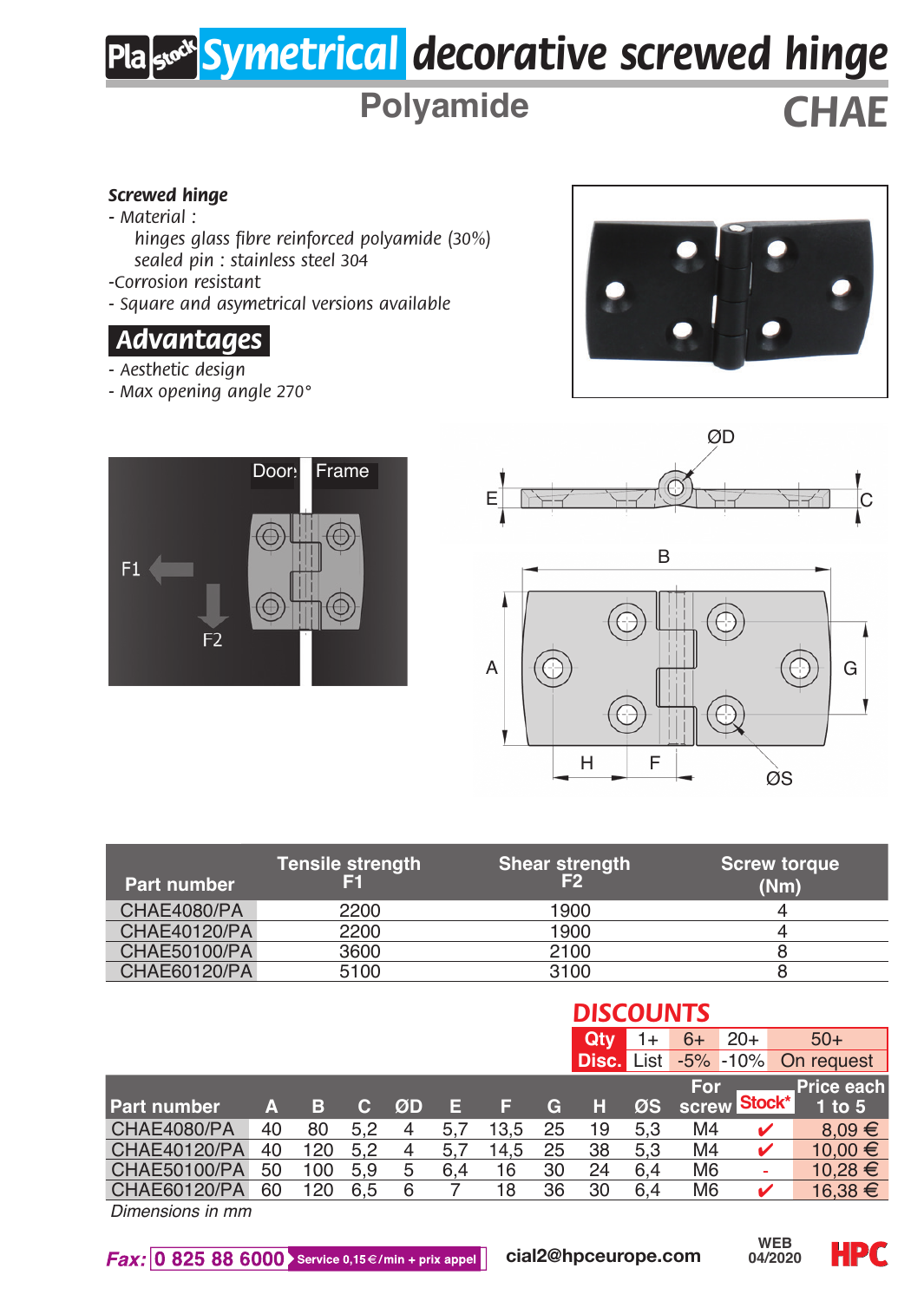# Symetrical decorative screwed hinge

## Polyamide

## CHAE

**Screwed hinge**

- Material :
  - hinges glass fibre reinforced polyamide (30%)
  - sealed pin : stainless steel 304
- Corrosion resistant
- Square and asymetrical versions available

### Advantages

- Aesthetic design
- Max opening angle 270°

| Part number | Tensile strength F1 | Shear strength F2 | Screw torque (Nm) |
|---|---|---|---|
| CHAE4080/PA | 2200 | 1900 | 4 |
| CHAE40120/PA | 2200 | 1900 | 4 |
| CHAE50100/PA | 3600 | 2100 | 8 |
| CHAE60120/PA | 5100 | 3100 | 8 |

**DISCOUNTS**

| Qty | 1+ | 6+ | 20+ | 50+ |
|---|---|---|---|---|
| Disc. | List | -5% | -10% | On request |

| Part number | A | B | C | ØD | E | F | G | H | ØS | For screw | Stock* | Price each 1 to 5 |
|---|---|---|---|---|---|---|---|---|---|---|---|---|
| CHAE4080/PA | 40 | 80 | 5,2 | 4 | 5,7 | 13,5 | 25 | 19 | 5,3 | M4 | ✔ | 8,09 € |
| CHAE40120/PA | 40 | 120 | 5,2 | 4 | 5,7 | 14,5 | 25 | 38 | 5,3 | M4 | ✔ | 10,00 € |
| CHAE50100/PA | 50 | 100 | 5,9 | 5 | 6,4 | 16 | 30 | 24 | 6,4 | M6 | - | 10,28 € |
| CHAE60120/PA | 60 | 120 | 6,5 | 6 | 7 | 18 | 36 | 30 | 6,4 | M6 | ✔ | 16,38 € |

*Dimensions in mm*

Fax: 0 825 88 6000 Service 0,15€/min + prix appel — cial2@hpceurope.com — WEB 04/2020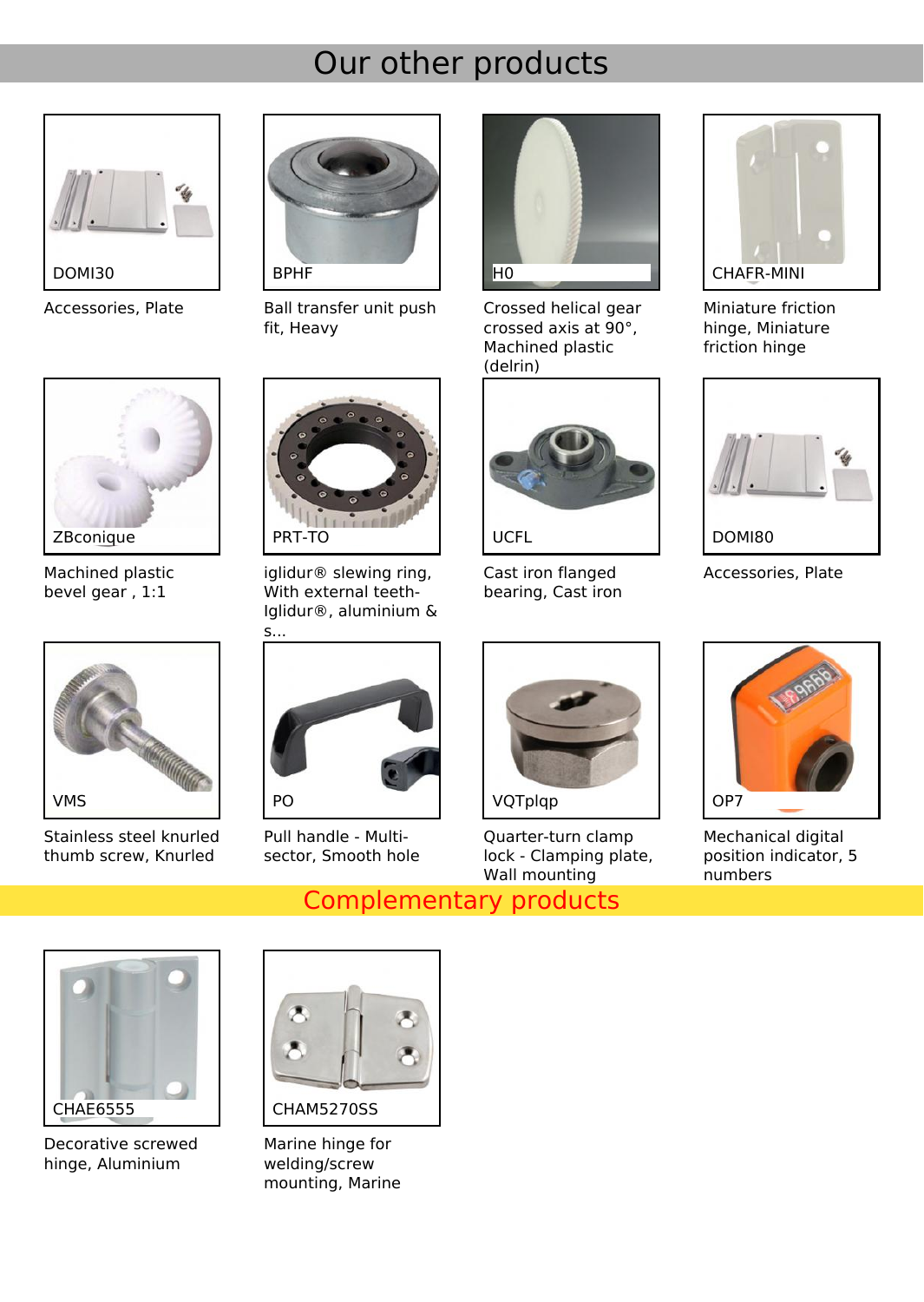# Our other products

DOMI30

Accessories, Plate

BPHF

Ball transfer unit push fit, Heavy

H0

Crossed helical gear crossed axis at 90°, Machined plastic (delrin)

CHAFR-MINI

Miniature friction hinge, Miniature friction hinge

ZBconique

Machined plastic bevel gear , 1:1

PRT-TO

iglidur® slewing ring, With external teeth- Iglidur®, aluminium & s...

UCFL

Cast iron flanged bearing, Cast iron

DOMI80

Accessories, Plate

VMS

Stainless steel knurled thumb screw, Knurled

PO

Pull handle - Multi-sector, Smooth hole

VQTplqp

Quarter-turn clamp lock - Clamping plate, Wall mounting

OP7

Mechanical digital position indicator, 5 numbers

# Complementary products

CHAE6555

Decorative screwed hinge, Aluminium

CHAM5270SS

Marine hinge for welding/screw mounting, Marine